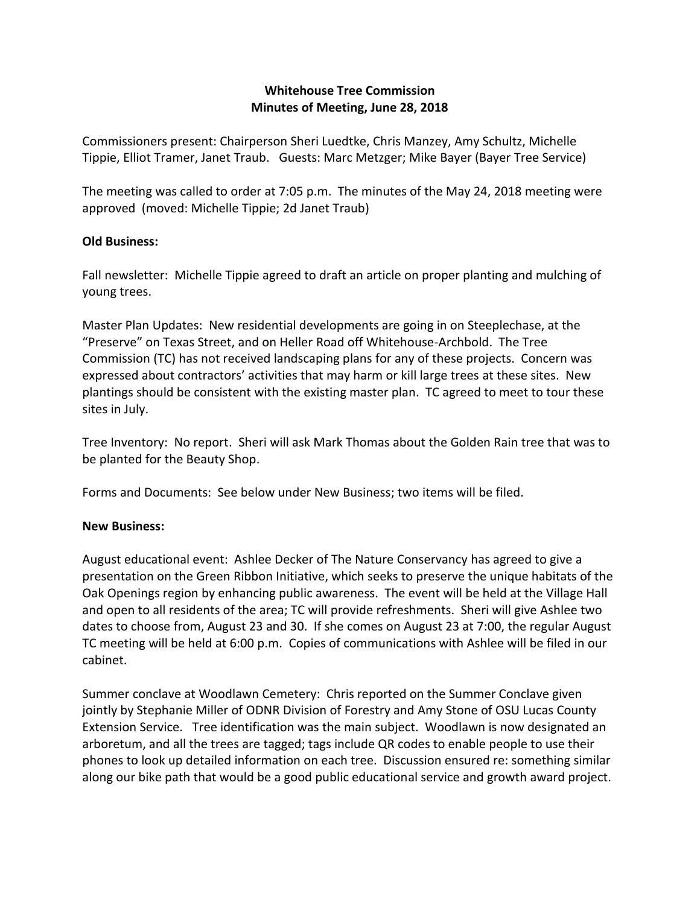**Whitehouse Tree Commission**
**Minutes of Meeting, June 28, 2018**

Commissioners present: Chairperson Sheri Luedtke, Chris Manzey, Amy Schultz, Michelle Tippie, Elliot Tramer, Janet Traub. Guests: Marc Metzger; Mike Bayer (Bayer Tree Service)

The meeting was called to order at 7:05 p.m. The minutes of the May 24, 2018 meeting were approved (moved: Michelle Tippie; 2d Janet Traub)

**Old Business:**

Fall newsletter: Michelle Tippie agreed to draft an article on proper planting and mulching of young trees.

Master Plan Updates: New residential developments are going in on Steeplechase, at the "Preserve" on Texas Street, and on Heller Road off Whitehouse-Archbold. The Tree Commission (TC) has not received landscaping plans for any of these projects. Concern was expressed about contractors' activities that may harm or kill large trees at these sites. New plantings should be consistent with the existing master plan. TC agreed to meet to tour these sites in July.

Tree Inventory: No report. Sheri will ask Mark Thomas about the Golden Rain tree that was to be planted for the Beauty Shop.

Forms and Documents: See below under New Business; two items will be filed.

**New Business:**

August educational event: Ashlee Decker of The Nature Conservancy has agreed to give a presentation on the Green Ribbon Initiative, which seeks to preserve the unique habitats of the Oak Openings region by enhancing public awareness. The event will be held at the Village Hall and open to all residents of the area; TC will provide refreshments. Sheri will give Ashlee two dates to choose from, August 23 and 30. If she comes on August 23 at 7:00, the regular August TC meeting will be held at 6:00 p.m. Copies of communications with Ashlee will be filed in our cabinet.

Summer conclave at Woodlawn Cemetery: Chris reported on the Summer Conclave given jointly by Stephanie Miller of ODNR Division of Forestry and Amy Stone of OSU Lucas County Extension Service. Tree identification was the main subject. Woodlawn is now designated an arboretum, and all the trees are tagged; tags include QR codes to enable people to use their phones to look up detailed information on each tree. Discussion ensured re: something similar along our bike path that would be a good public educational service and growth award project.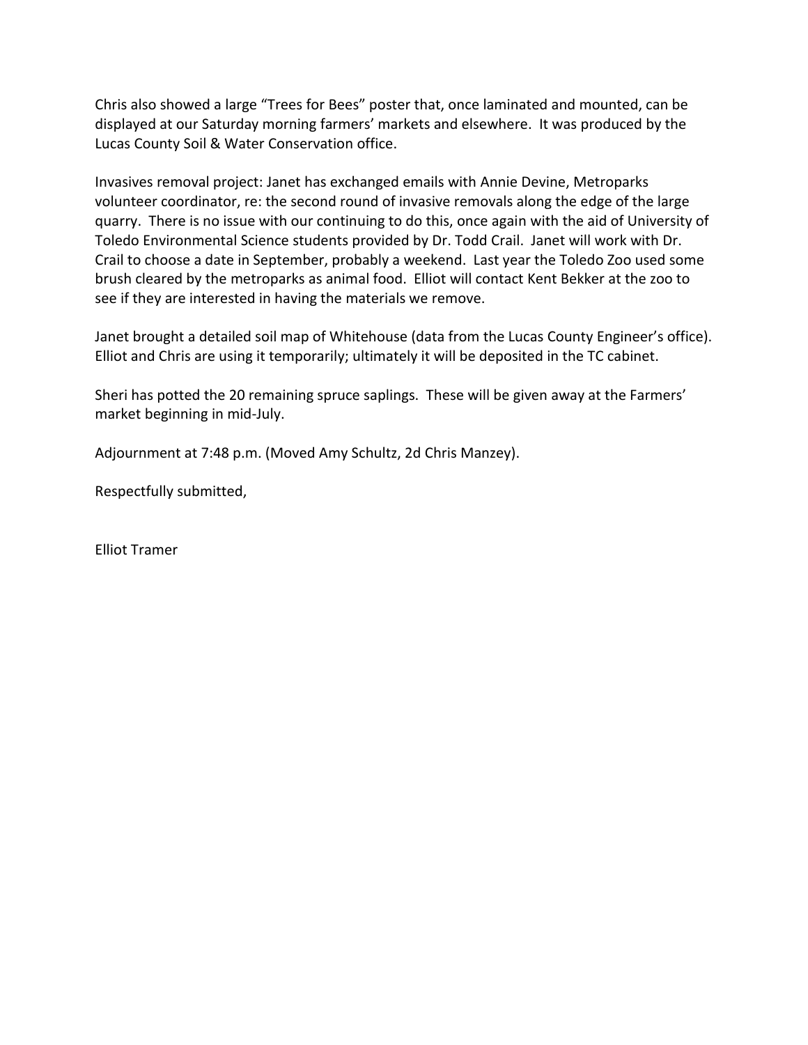Chris also showed a large "Trees for Bees" poster that, once laminated and mounted, can be displayed at our Saturday morning farmers' markets and elsewhere. It was produced by the Lucas County Soil & Water Conservation office.

Invasives removal project: Janet has exchanged emails with Annie Devine, Metroparks volunteer coordinator, re: the second round of invasive removals along the edge of the large quarry. There is no issue with our continuing to do this, once again with the aid of University of Toledo Environmental Science students provided by Dr. Todd Crail. Janet will work with Dr. Crail to choose a date in September, probably a weekend. Last year the Toledo Zoo used some brush cleared by the metroparks as animal food. Elliot will contact Kent Bekker at the zoo to see if they are interested in having the materials we remove.

Janet brought a detailed soil map of Whitehouse (data from the Lucas County Engineer's office). Elliot and Chris are using it temporarily; ultimately it will be deposited in the TC cabinet.

Sheri has potted the 20 remaining spruce saplings. These will be given away at the Farmers' market beginning in mid-July.

Adjournment at 7:48 p.m. (Moved Amy Schultz, 2d Chris Manzey).

Respectfully submitted,

Elliot Tramer